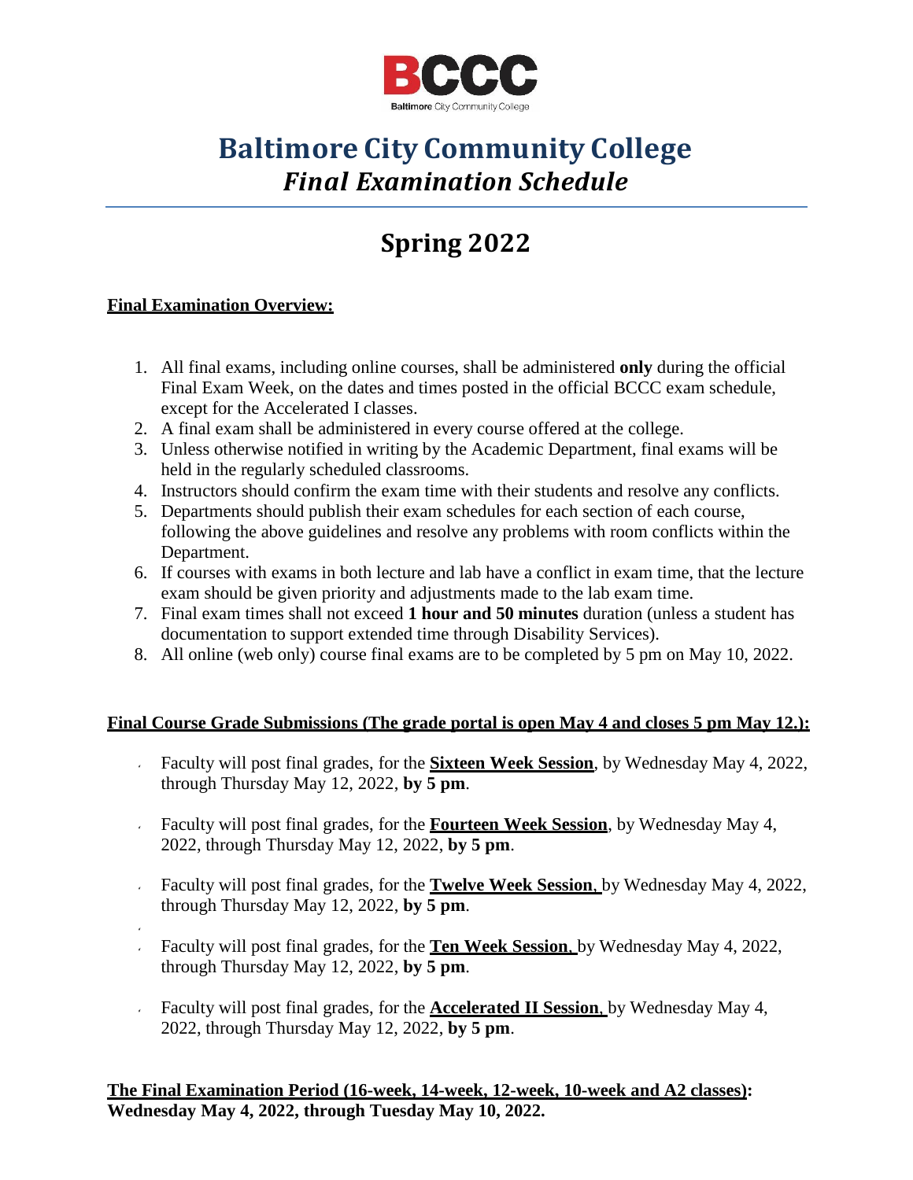# Baltimore City Community College

## *Final Examination Schedule*

## Spring 2022

**Final Examination Overview:**

1. All final exams, including online courses, shall be administered **only** during the official Final Exam Week, on the dates and times posted in the official BCCC exam schedule, except for the Accelerated I classes.
2. A final exam shall be administered in every course offered at the college.
3. Unless otherwise notified in writing by the Academic Department, final exams will be held in the regularly scheduled classrooms.
4. Instructors should confirm the exam time with their students and resolve any conflicts.
5. Departments should publish their exam schedules for each section of each course, following the above guidelines and resolve any problems with room conflicts within the Department.
6. If courses with exams in both lecture and lab have a conflict in exam time, that the lecture exam should be given priority and adjustments made to the lab exam time.
7. Final exam times shall not exceed **1 hour and 50 minutes** duration (unless a student has documentation to support extended time through Disability Services).
8. All online (web only) course final exams are to be completed by 5 pm on May 10, 2022.

**Final Course Grade Submissions (The grade portal is open May 4 and closes 5 pm May 12.):**

- Faculty will post final grades, for the **Sixteen Week Session**, by Wednesday May 4, 2022, through Thursday May 12, 2022, **by 5 pm**.
- Faculty will post final grades, for the **Fourteen Week Session**, by Wednesday May 4, 2022, through Thursday May 12, 2022, **by 5 pm**.
- Faculty will post final grades, for the **Twelve Week Session**, by Wednesday May 4, 2022, through Thursday May 12, 2022, **by 5 pm**.
- Faculty will post final grades, for the **Ten Week Session**, by Wednesday May 4, 2022, through Thursday May 12, 2022, **by 5 pm**.
- Faculty will post final grades, for the **Accelerated II Session**, by Wednesday May 4, 2022, through Thursday May 12, 2022, **by 5 pm**.

**The Final Examination Period (16-week, 14-week, 12-week, 10-week and A2 classes): Wednesday May 4, 2022, through Tuesday May 10, 2022.**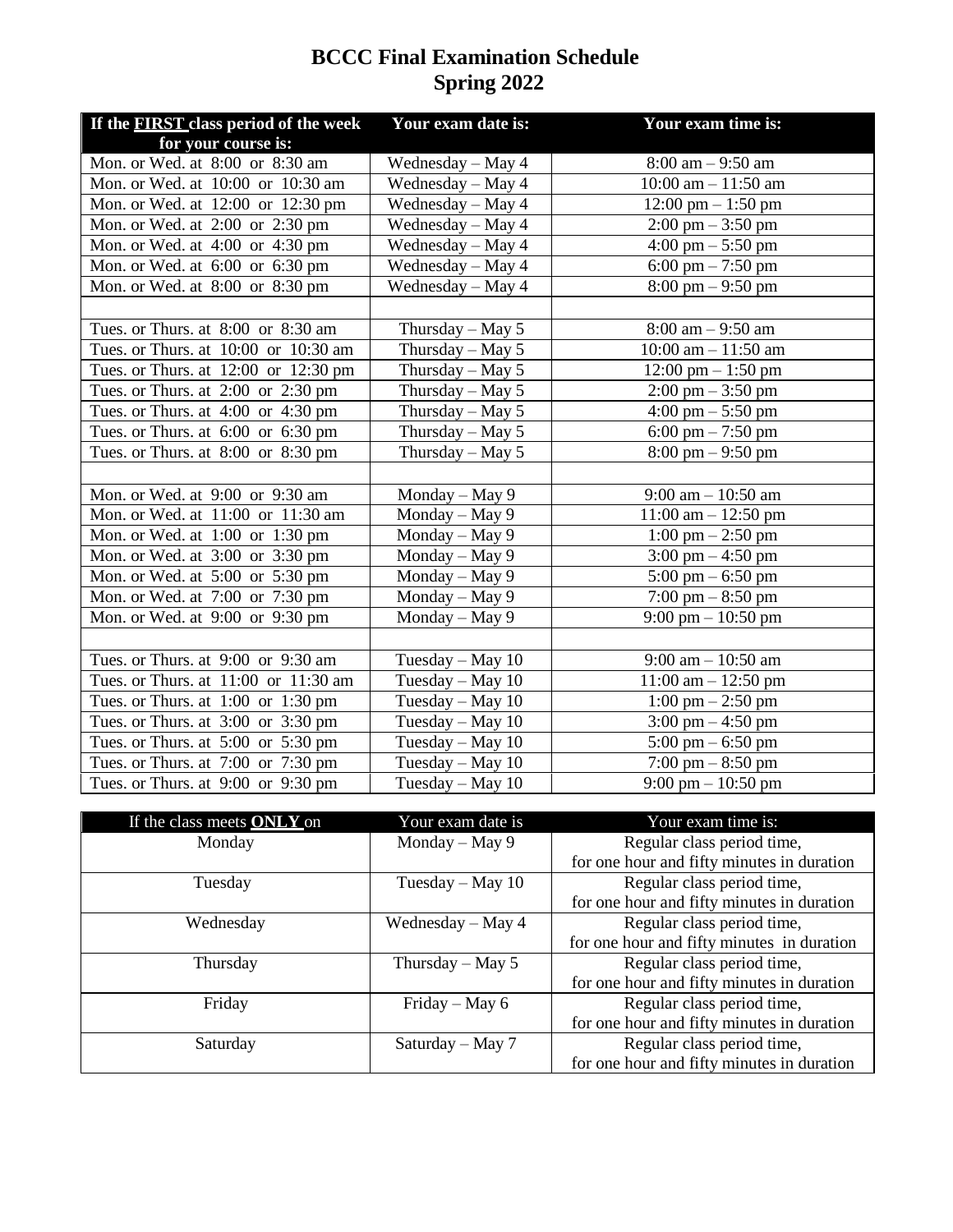# BCCC Final Examination Schedule
# Spring 2022

| If the **FIRST** class period of the week for your course is: | Your exam date is: | Your exam time is: |
|---|---|---|
| Mon. or Wed. at 8:00 or 8:30 am | Wednesday – May 4 | 8:00 am – 9:50 am |
| Mon. or Wed. at 10:00 or 10:30 am | Wednesday – May 4 | 10:00 am – 11:50 am |
| Mon. or Wed. at 12:00 or 12:30 pm | Wednesday – May 4 | 12:00 pm – 1:50 pm |
| Mon. or Wed. at 2:00 or 2:30 pm | Wednesday – May 4 | 2:00 pm – 3:50 pm |
| Mon. or Wed. at 4:00 or 4:30 pm | Wednesday – May 4 | 4:00 pm – 5:50 pm |
| Mon. or Wed. at 6:00 or 6:30 pm | Wednesday – May 4 | 6:00 pm – 7:50 pm |
| Mon. or Wed. at 8:00 or 8:30 pm | Wednesday – May 4 | 8:00 pm – 9:50 pm |
| | | |
| Tues. or Thurs. at 8:00 or 8:30 am | Thursday – May 5 | 8:00 am – 9:50 am |
| Tues. or Thurs. at 10:00 or 10:30 am | Thursday – May 5 | 10:00 am – 11:50 am |
| Tues. or Thurs. at 12:00 or 12:30 pm | Thursday – May 5 | 12:00 pm – 1:50 pm |
| Tues. or Thurs. at 2:00 or 2:30 pm | Thursday – May 5 | 2:00 pm – 3:50 pm |
| Tues. or Thurs. at 4:00 or 4:30 pm | Thursday – May 5 | 4:00 pm – 5:50 pm |
| Tues. or Thurs. at 6:00 or 6:30 pm | Thursday – May 5 | 6:00 pm – 7:50 pm |
| Tues. or Thurs. at 8:00 or 8:30 pm | Thursday – May 5 | 8:00 pm – 9:50 pm |
| | | |
| Mon. or Wed. at 9:00 or 9:30 am | Monday – May 9 | 9:00 am – 10:50 am |
| Mon. or Wed. at 11:00 or 11:30 am | Monday – May 9 | 11:00 am – 12:50 pm |
| Mon. or Wed. at 1:00 or 1:30 pm | Monday – May 9 | 1:00 pm – 2:50 pm |
| Mon. or Wed. at 3:00 or 3:30 pm | Monday – May 9 | 3:00 pm – 4:50 pm |
| Mon. or Wed. at 5:00 or 5:30 pm | Monday – May 9 | 5:00 pm – 6:50 pm |
| Mon. or Wed. at 7:00 or 7:30 pm | Monday – May 9 | 7:00 pm – 8:50 pm |
| Mon. or Wed. at 9:00 or 9:30 pm | Monday – May 9 | 9:00 pm – 10:50 pm |
| | | |
| Tues. or Thurs. at 9:00 or 9:30 am | Tuesday – May 10 | 9:00 am – 10:50 am |
| Tues. or Thurs. at 11:00 or 11:30 am | Tuesday – May 10 | 11:00 am – 12:50 pm |
| Tues. or Thurs. at 1:00 or 1:30 pm | Tuesday – May 10 | 1:00 pm – 2:50 pm |
| Tues. or Thurs. at 3:00 or 3:30 pm | Tuesday – May 10 | 3:00 pm – 4:50 pm |
| Tues. or Thurs. at 5:00 or 5:30 pm | Tuesday – May 10 | 5:00 pm – 6:50 pm |
| Tues. or Thurs. at 7:00 or 7:30 pm | Tuesday – May 10 | 7:00 pm – 8:50 pm |
| Tues. or Thurs. at 9:00 or 9:30 pm | Tuesday – May 10 | 9:00 pm – 10:50 pm |

| If the class meets **ONLY** on | Your exam date is | Your exam time is: |
|---|---|---|
| Monday | Monday – May 9 | Regular class period time, for one hour and fifty minutes in duration |
| Tuesday | Tuesday – May 10 | Regular class period time, for one hour and fifty minutes in duration |
| Wednesday | Wednesday – May 4 | Regular class period time, for one hour and fifty minutes in duration |
| Thursday | Thursday – May 5 | Regular class period time, for one hour and fifty minutes in duration |
| Friday | Friday – May 6 | Regular class period time, for one hour and fifty minutes in duration |
| Saturday | Saturday – May 7 | Regular class period time, for one hour and fifty minutes in duration |